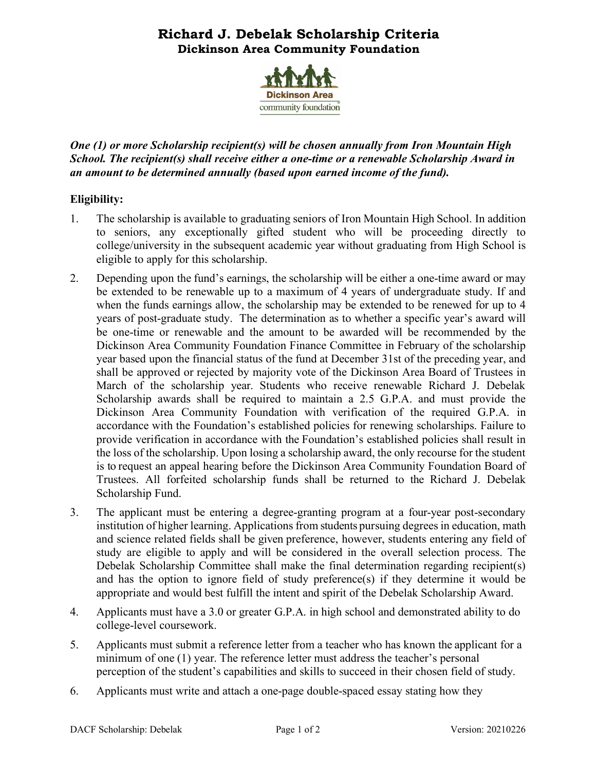# Richard J. Debelak Scholarship Criteria
## Dickinson Area Community Foundation

***One (1) or more Scholarship recipient(s) will be chosen annually from Iron Mountain High School. The recipient(s) shall receive either a one-time or a renewable Scholarship Award in an amount to be determined annually (based upon earned income of the fund).***

**Eligibility:**

1. The scholarship is available to graduating seniors of Iron Mountain High School. In addition to seniors, any exceptionally gifted student who will be proceeding directly to college/university in the subsequent academic year without graduating from High School is eligible to apply for this scholarship.

2. Depending upon the fund's earnings, the scholarship will be either a one-time award or may be extended to be renewable up to a maximum of 4 years of undergraduate study. If and when the funds earnings allow, the scholarship may be extended to be renewed for up to 4 years of post-graduate study. The determination as to whether a specific year's award will be one-time or renewable and the amount to be awarded will be recommended by the Dickinson Area Community Foundation Finance Committee in February of the scholarship year based upon the financial status of the fund at December 31st of the preceding year, and shall be approved or rejected by majority vote of the Dickinson Area Board of Trustees in March of the scholarship year. Students who receive renewable Richard J. Debelak Scholarship awards shall be required to maintain a 2.5 G.P.A. and must provide the Dickinson Area Community Foundation with verification of the required G.P.A. in accordance with the Foundation's established policies for renewing scholarships. Failure to provide verification in accordance with the Foundation's established policies shall result in the loss of the scholarship. Upon losing a scholarship award, the only recourse for the student is to request an appeal hearing before the Dickinson Area Community Foundation Board of Trustees. All forfeited scholarship funds shall be returned to the Richard J. Debelak Scholarship Fund.

3. The applicant must be entering a degree-granting program at a four-year post-secondary institution of higher learning. Applications from students pursuing degrees in education, math and science related fields shall be given preference, however, students entering any field of study are eligible to apply and will be considered in the overall selection process. The Debelak Scholarship Committee shall make the final determination regarding recipient(s) and has the option to ignore field of study preference(s) if they determine it would be appropriate and would best fulfill the intent and spirit of the Debelak Scholarship Award.

4. Applicants must have a 3.0 or greater G.P.A. in high school and demonstrated ability to do college-level coursework.

5. Applicants must submit a reference letter from a teacher who has known the applicant for a minimum of one (1) year. The reference letter must address the teacher's personal perception of the student's capabilities and skills to succeed in their chosen field of study.

6. Applicants must write and attach a one-page double-spaced essay stating how they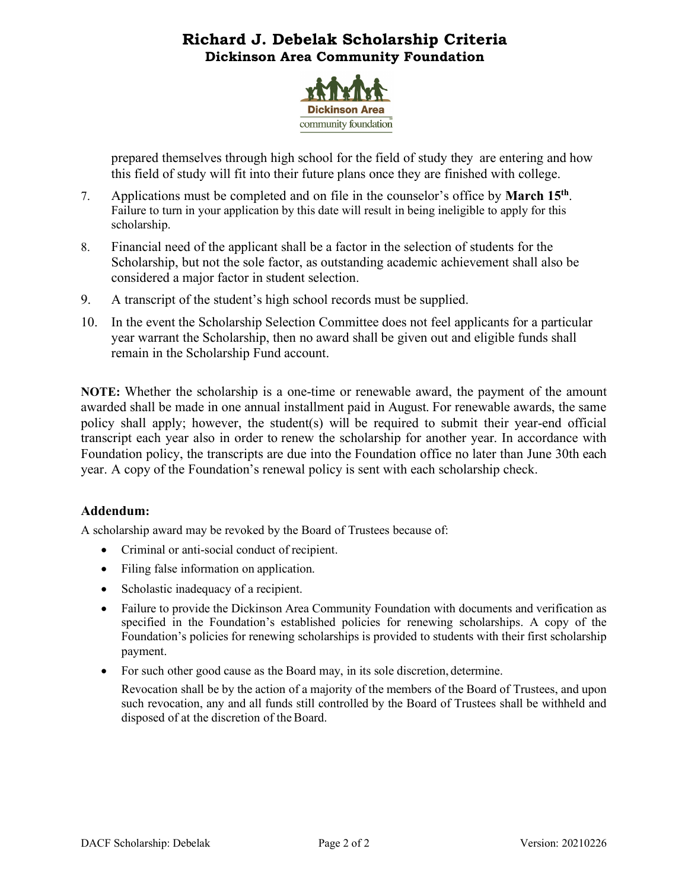prepared themselves through high school for the field of study they are entering and how this field of study will fit into their future plans once they are finished with college.

7. Applications must be completed and on file in the counselor's office by **March 15th**. Failure to turn in your application by this date will result in being ineligible to apply for this scholarship.
8. Financial need of the applicant shall be a factor in the selection of students for the Scholarship, but not the sole factor, as outstanding academic achievement shall also be considered a major factor in student selection.
9. A transcript of the student's high school records must be supplied.
10. In the event the Scholarship Selection Committee does not feel applicants for a particular year warrant the Scholarship, then no award shall be given out and eligible funds shall remain in the Scholarship Fund account.

**NOTE:** Whether the scholarship is a one-time or renewable award, the payment of the amount awarded shall be made in one annual installment paid in August. For renewable awards, the same policy shall apply; however, the student(s) will be required to submit their year-end official transcript each year also in order to renew the scholarship for another year. In accordance with Foundation policy, the transcripts are due into the Foundation office no later than June 30th each year. A copy of the Foundation's renewal policy is sent with each scholarship check.

### Addendum:

A scholarship award may be revoked by the Board of Trustees because of:

- Criminal or anti-social conduct of recipient.
- Filing false information on application.
- Scholastic inadequacy of a recipient.
- Failure to provide the Dickinson Area Community Foundation with documents and verification as specified in the Foundation's established policies for renewing scholarships. A copy of the Foundation's policies for renewing scholarships is provided to students with their first scholarship payment.
- For such other good cause as the Board may, in its sole discretion, determine.

  Revocation shall be by the action of a majority of the members of the Board of Trustees, and upon such revocation, any and all funds still controlled by the Board of Trustees shall be withheld and disposed of at the discretion of the Board.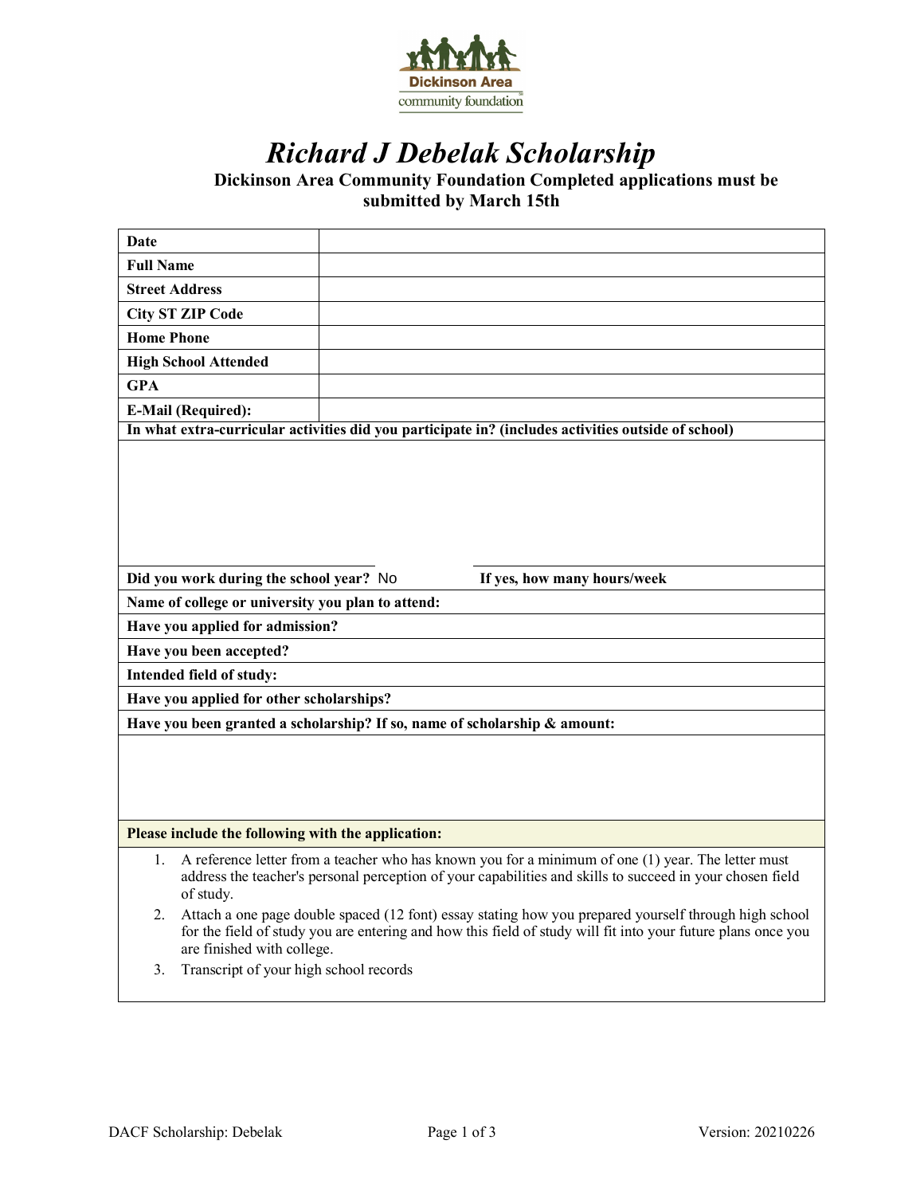Dickinson Area community foundation

# *Richard J Debelak Scholarship*

**Dickinson Area Community Foundation Completed applications must be submitted by March 15th**

| | |
|---|---|
| **Date** | |
| **Full Name** | |
| **Street Address** | |
| **City ST ZIP Code** | |
| **Home Phone** | |
| **High School Attended** | |
| **GPA** | |
| **E-Mail (Required):** | |

**In what extra-curricular activities did you participate in? (includes activities outside of school)**

**Did you work during the school year?** No **If yes, how many hours/week**

**Name of college or university you plan to attend:**

**Have you applied for admission?**

**Have you been accepted?**

**Intended field of study:**

**Have you applied for other scholarships?**

**Have you been granted a scholarship? If so, name of scholarship & amount:**

**Please include the following with the application:**

1. A reference letter from a teacher who has known you for a minimum of one (1) year. The letter must address the teacher's personal perception of your capabilities and skills to succeed in your chosen field of study.
2. Attach a one page double spaced (12 font) essay stating how you prepared yourself through high school for the field of study you are entering and how this field of study will fit into your future plans once you are finished with college.
3. Transcript of your high school records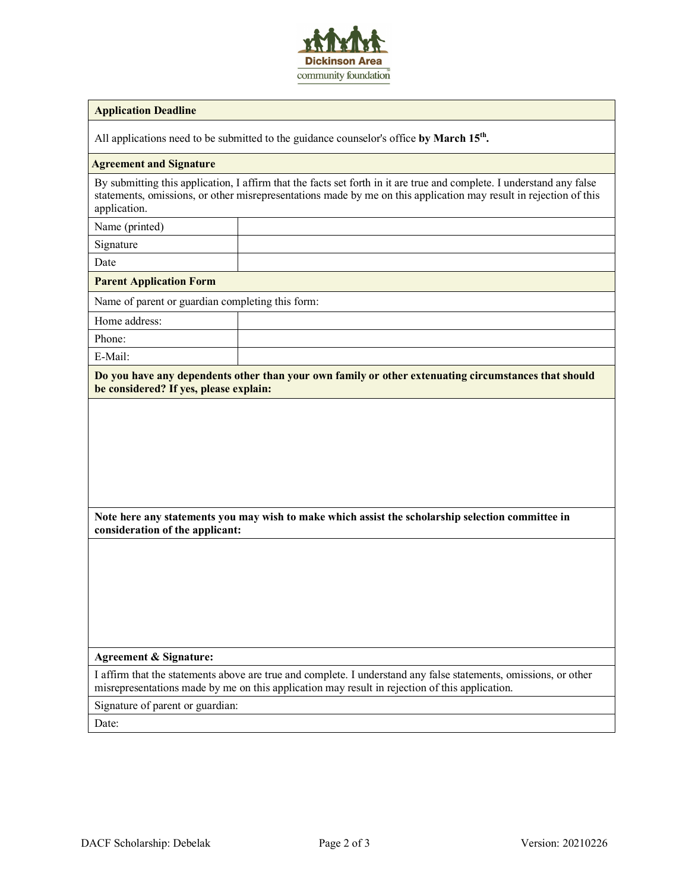Dickinson Area community foundation

| **Application Deadline** | |
|---|---|
| All applications need to be submitted to the guidance counselor's office **by March 15th.** | |

| **Agreement and Signature** | |
|---|---|
| By submitting this application, I affirm that the facts set forth in it are true and complete. I understand any false statements, omissions, or other misrepresentations made by me on this application may result in rejection of this application. | |
| Name (printed) | |
| Signature | |
| Date | |

| **Parent Application Form** | |
|---|---|
| Name of parent or guardian completing this form: | |
| Home address: | |
| Phone: | |
| E-Mail: | |

**Do you have any dependents other than your own family or other extenuating circumstances that should be considered? If yes, please explain:**

**Note here any statements you may wish to make which assist the scholarship selection committee in consideration of the applicant:**

**Agreement & Signature:**

I affirm that the statements above are true and complete. I understand any false statements, omissions, or other misrepresentations made by me on this application may result in rejection of this application.

Signature of parent or guardian:

Date: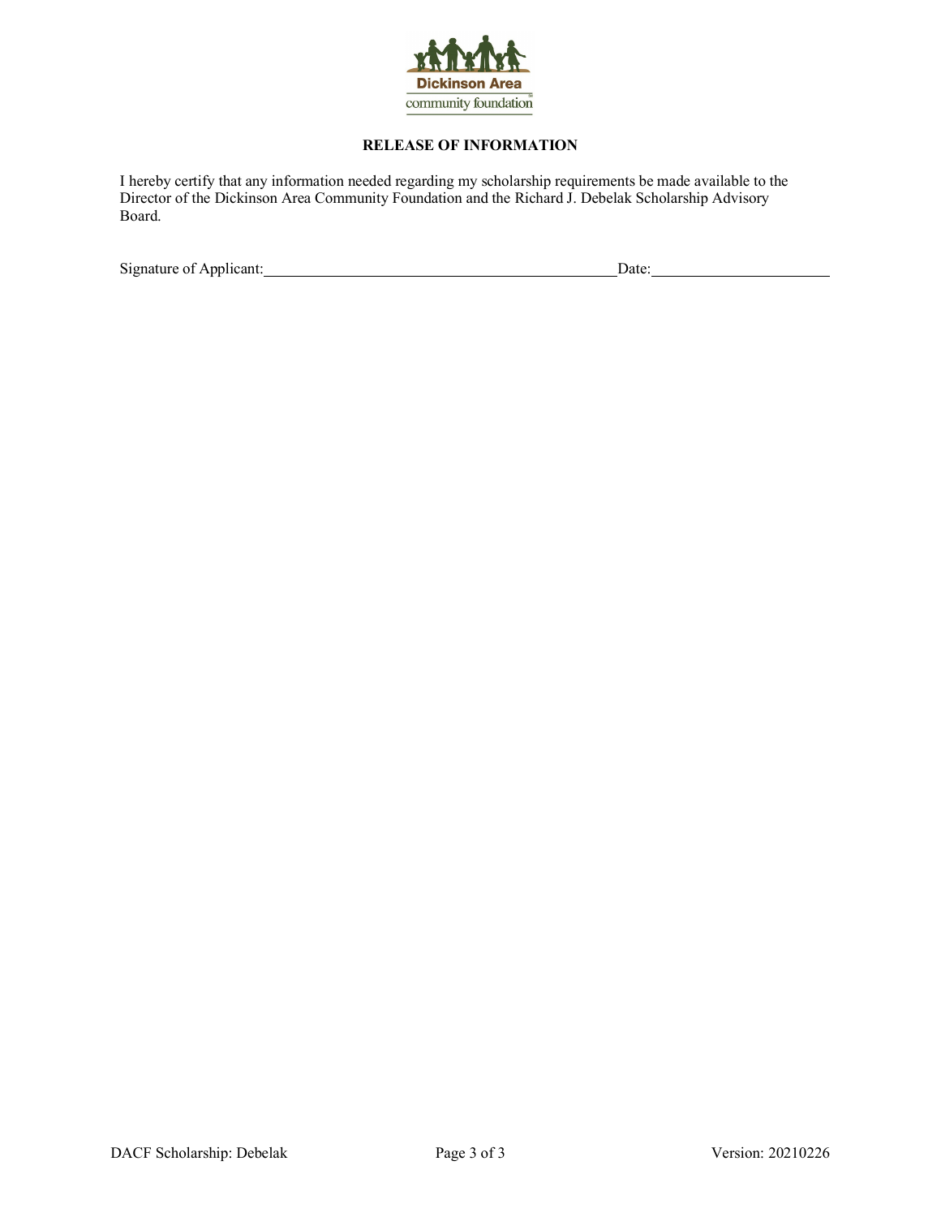Dickinson Area community foundation

## RELEASE OF INFORMATION

I hereby certify that any information needed regarding my scholarship requirements be made available to the Director of the Dickinson Area Community Foundation and the Richard J. Debelak Scholarship Advisory Board.

Signature of Applicant:\_\_\_\_\_\_\_\_\_\_\_\_\_\_\_\_\_\_\_\_\_\_\_\_\_\_\_\_\_\_\_\_\_\_\_\_\_\_\_\_\_\_\_\_ Date:\_\_\_\_\_\_\_\_\_\_\_\_\_\_\_\_\_\_\_\_\_\_\_